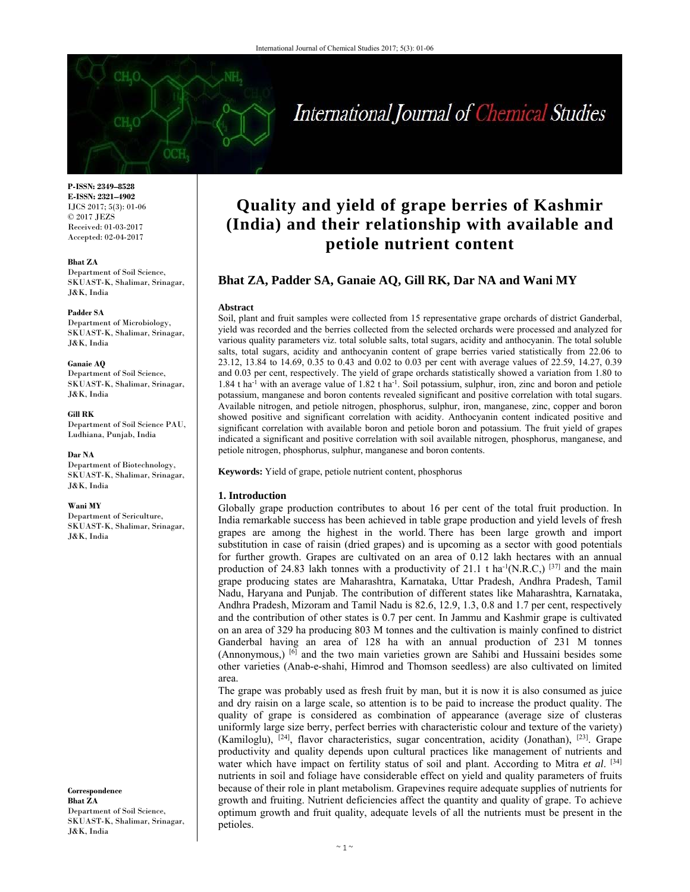P-ISSN: 2349–8528
E-ISSN: 2321–4902
IJCS 2017; 5(3): 01-06
© 2017 JEZS
Received: 01-03-2017
Accepted: 02-04-2017

**Bhat ZA**
Department of Soil Science, SKUAST-K, Shalimar, Srinagar, J&K, India

**Padder SA**
Department of Microbiology, SKUAST-K, Shalimar, Srinagar, J&K, India

**Ganaie AQ**
Department of Soil Science, SKUAST-K, Shalimar, Srinagar, J&K, India

**Gill RK**
Department of Soil Science PAU, Ludhiana, Punjab, India

**Dar NA**
Department of Biotechnology, SKUAST-K, Shalimar, Srinagar, J&K, India

**Wani MY**
Department of Sericulture, SKUAST-K, Shalimar, Srinagar, J&K, India

**Correspondence**
**Bhat ZA**
Department of Soil Science, SKUAST-K, Shalimar, Srinagar, J&K, India

# Quality and yield of grape berries of Kashmir (India) and their relationship with available and petiole nutrient content

**Bhat ZA, Padder SA, Ganaie AQ, Gill RK, Dar NA and Wani MY**

**Abstract**

Soil, plant and fruit samples were collected from 15 representative grape orchards of district Ganderbal, yield was recorded and the berries collected from the selected orchards were processed and analyzed for various quality parameters viz. total soluble salts, total sugars, acidity and anthocyanin. The total soluble salts, total sugars, acidity and anthocyanin content of grape berries varied statistically from 22.06 to 23.12, 13.84 to 14.69, 0.35 to 0.43 and 0.02 to 0.03 per cent with average values of 22.59, 14.27, 0.39 and 0.03 per cent, respectively. The yield of grape orchards statistically showed a variation from 1.80 to 1.84 t ha$^{-1}$ with an average value of 1.82 t ha$^{-1}$. Soil potassium, sulphur, iron, zinc and boron and petiole potassium, manganese and boron contents revealed significant and positive correlation with total sugars. Available nitrogen, and petiole nitrogen, phosphorus, sulphur, iron, manganese, zinc, copper and boron showed positive and significant correlation with acidity. Anthocyanin content indicated positive and significant correlation with available boron and petiole boron and potassium. The fruit yield of grapes indicated a significant and positive correlation with soil available nitrogen, phosphorus, manganese, and petiole nitrogen, phosphorus, sulphur, manganese and boron contents.

**Keywords:** Yield of grape, petiole nutrient content, phosphorus

## 1. Introduction

Globally grape production contributes to about 16 per cent of the total fruit production. In India remarkable success has been achieved in table grape production and yield levels of fresh grapes are among the highest in the world. There has been large growth and import substitution in case of raisin (dried grapes) and is upcoming as a sector with good potentials for further growth. Grapes are cultivated on an area of 0.12 lakh hectares with an annual production of 24.83 lakh tonnes with a productivity of 21.1 t ha$^{-1}$(N.R.C,) [37] and the main grape producing states are Maharashtra, Karnataka, Uttar Pradesh, Andhra Pradesh, Tamil Nadu, Haryana and Punjab. The contribution of different states like Maharashtra, Karnataka, Andhra Pradesh, Mizoram and Tamil Nadu is 82.6, 12.9, 1.3, 0.8 and 1.7 per cent, respectively and the contribution of other states is 0.7 per cent. In Jammu and Kashmir grape is cultivated on an area of 329 ha producing 803 M tonnes and the cultivation is mainly confined to district Ganderbal having an area of 128 ha with an annual production of 231 M tonnes (Annonymous,) [6] and the two main varieties grown are Sahibi and Hussaini besides some other varieties (Anab-e-shahi, Himrod and Thomson seedless) are also cultivated on limited area.

The grape was probably used as fresh fruit by man, but it is now it is also consumed as juice and dry raisin on a large scale, so attention is to be paid to increase the product quality. The quality of grape is considered as combination of appearance (average size of clusteras uniformly large size berry, perfect berries with characteristic colour and texture of the variety) (Kamiloglu), [24], flavor characteristics, sugar concentration, acidity (Jonathan), [23]. Grape productivity and quality depends upon cultural practices like management of nutrients and water which have impact on fertility status of soil and plant. According to Mitra *et al*. [34] nutrients in soil and foliage have considerable effect on yield and quality parameters of fruits because of their role in plant metabolism. Grapevines require adequate supplies of nutrients for growth and fruiting. Nutrient deficiencies affect the quantity and quality of grape. To achieve optimum growth and fruit quality, adequate levels of all the nutrients must be present in the petioles.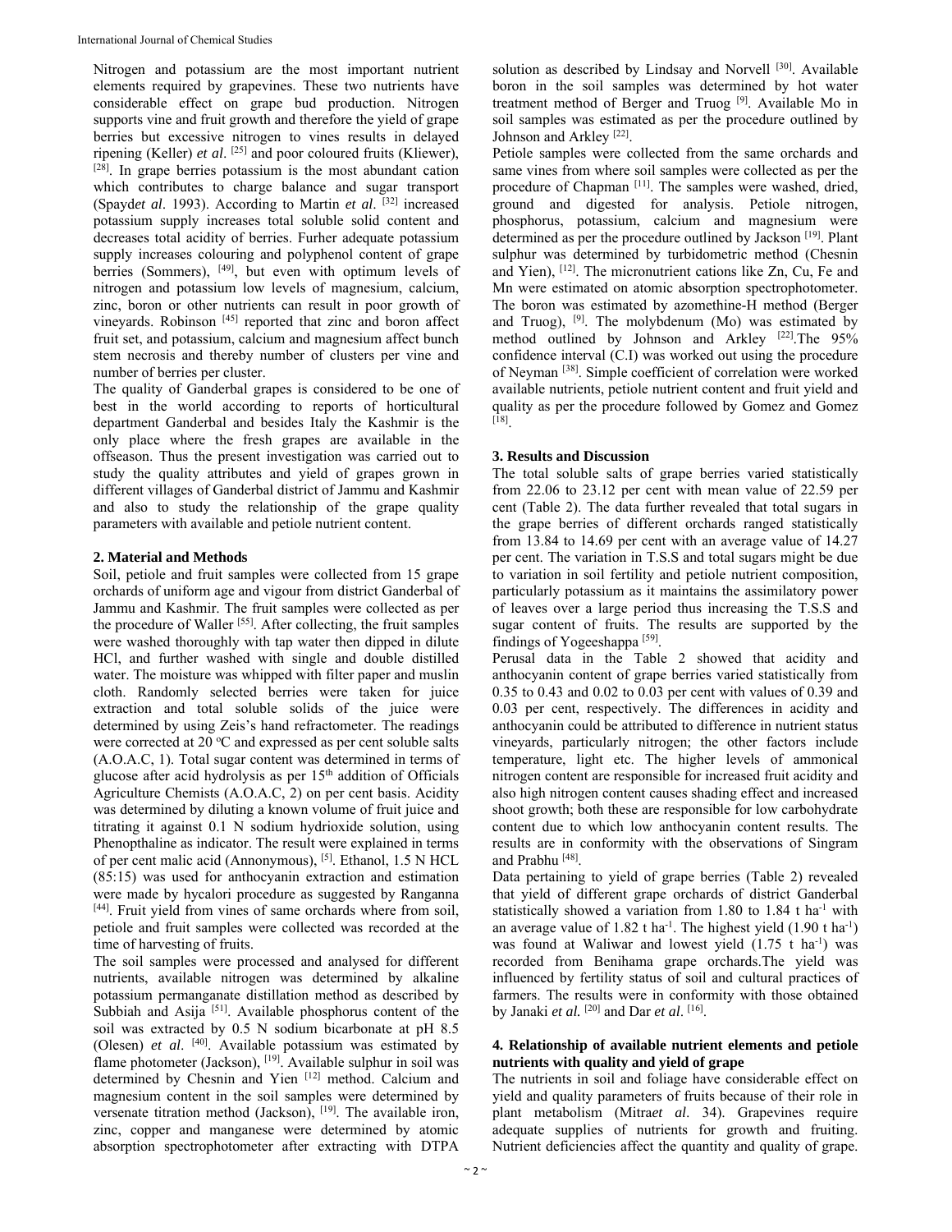Nitrogen and potassium are the most important nutrient elements required by grapevines. These two nutrients have considerable effect on grape bud production. Nitrogen supports vine and fruit growth and therefore the yield of grape berries but excessive nitrogen to vines results in delayed ripening (Keller) *et al*. [25] and poor coloured fruits (Kliewer), [28]. In grape berries potassium is the most abundant cation which contributes to charge balance and sugar transport (Spayd*et al*. 1993). According to Martin *et al*. [32] increased potassium supply increases total soluble solid content and decreases total acidity of berries. Furher adequate potassium supply increases colouring and polyphenol content of grape berries (Sommers), [49], but even with optimum levels of nitrogen and potassium low levels of magnesium, calcium, zinc, boron or other nutrients can result in poor growth of vineyards. Robinson [45] reported that zinc and boron affect fruit set, and potassium, calcium and magnesium affect bunch stem necrosis and thereby number of clusters per vine and number of berries per cluster.

The quality of Ganderbal grapes is considered to be one of best in the world according to reports of horticultural department Ganderbal and besides Italy the Kashmir is the only place where the fresh grapes are available in the offseason. Thus the present investigation was carried out to study the quality attributes and yield of grapes grown in different villages of Ganderbal district of Jammu and Kashmir and also to study the relationship of the grape quality parameters with available and petiole nutrient content.

## 2. Material and Methods

Soil, petiole and fruit samples were collected from 15 grape orchards of uniform age and vigour from district Ganderbal of Jammu and Kashmir. The fruit samples were collected as per the procedure of Waller [55]. After collecting, the fruit samples were washed thoroughly with tap water then dipped in dilute HCl, and further washed with single and double distilled water. The moisture was whipped with filter paper and muslin cloth. Randomly selected berries were taken for juice extraction and total soluble solids of the juice were determined by using Zeis's hand refractometer. The readings were corrected at 20 ºC and expressed as per cent soluble salts (A.O.A.C, 1). Total sugar content was determined in terms of glucose after acid hydrolysis as per 15th addition of Officials Agriculture Chemists (A.O.A.C, 2) on per cent basis. Acidity was determined by diluting a known volume of fruit juice and titrating it against 0.1 N sodium hydrioxide solution, using Phenopthaline as indicator. The result were explained in terms of per cent malic acid (Annonymous), [5]. Ethanol, 1.5 N HCL (85:15) was used for anthocyanin extraction and estimation were made by hycalori procedure as suggested by Ranganna [44]. Fruit yield from vines of same orchards where from soil, petiole and fruit samples were collected was recorded at the time of harvesting of fruits.

The soil samples were processed and analysed for different nutrients, available nitrogen was determined by alkaline potassium permanganate distillation method as described by Subbiah and Asija [51]. Available phosphorus content of the soil was extracted by 0.5 N sodium bicarbonate at pH 8.5 (Olesen) *et al*. [40]. Available potassium was estimated by flame photometer (Jackson), [19]. Available sulphur in soil was determined by Chesnin and Yien [12] method. Calcium and magnesium content in the soil samples were determined by versenate titration method (Jackson), [19]. The available iron, zinc, copper and manganese were determined by atomic absorption spectrophotometer after extracting with DTPA solution as described by Lindsay and Norvell [30]. Available boron in the soil samples was determined by hot water treatment method of Berger and Truog [9]. Available Mo in soil samples was estimated as per the procedure outlined by Johnson and Arkley [22].

Petiole samples were collected from the same orchards and same vines from where soil samples were collected as per the procedure of Chapman [11]. The samples were washed, dried, ground and digested for analysis. Petiole nitrogen, phosphorus, potassium, calcium and magnesium were determined as per the procedure outlined by Jackson [19]. Plant sulphur was determined by turbidometric method (Chesnin and Yien), [12]. The micronutrient cations like Zn, Cu, Fe and Mn were estimated on atomic absorption spectrophotometer. The boron was estimated by azomethine-H method (Berger and Truog), [9]. The molybdenum (Mo) was estimated by method outlined by Johnson and Arkley [22].The 95% confidence interval (C.I) was worked out using the procedure of Neyman [38]. Simple coefficient of correlation were worked available nutrients, petiole nutrient content and fruit yield and quality as per the procedure followed by Gomez and Gomez [18].

## 3. Results and Discussion

The total soluble salts of grape berries varied statistically from 22.06 to 23.12 per cent with mean value of 22.59 per cent (Table 2). The data further revealed that total sugars in the grape berries of different orchards ranged statistically from 13.84 to 14.69 per cent with an average value of 14.27 per cent. The variation in T.S.S and total sugars might be due to variation in soil fertility and petiole nutrient composition, particularly potassium as it maintains the assimilatory power of leaves over a large period thus increasing the T.S.S and sugar content of fruits. The results are supported by the findings of Yogeeshappa [59].

Perusal data in the Table 2 showed that acidity and anthocyanin content of grape berries varied statistically from 0.35 to 0.43 and 0.02 to 0.03 per cent with values of 0.39 and 0.03 per cent, respectively. The differences in acidity and anthocyanin could be attributed to difference in nutrient status vineyards, particularly nitrogen; the other factors include temperature, light etc. The higher levels of ammonical nitrogen content are responsible for increased fruit acidity and also high nitrogen content causes shading effect and increased shoot growth; both these are responsible for low carbohydrate content due to which low anthocyanin content results. The results are in conformity with the observations of Singram and Prabhu [48].

Data pertaining to yield of grape berries (Table 2) revealed that yield of different grape orchards of district Ganderbal statistically showed a variation from 1.80 to 1.84 t ha$^{-1}$ with an average value of 1.82 t ha$^{-1}$. The highest yield (1.90 t ha$^{-1}$) was found at Waliwar and lowest yield (1.75 t ha$^{-1}$) was recorded from Benihama grape orchards.The yield was influenced by fertility status of soil and cultural practices of farmers. The results were in conformity with those obtained by Janaki *et al.* [20] and Dar *et al*. [16].

## 4. Relationship of available nutrient elements and petiole nutrients with quality and yield of grape

The nutrients in soil and foliage have considerable effect on yield and quality parameters of fruits because of their role in plant metabolism (Mitra*et al*. 34). Grapevines require adequate supplies of nutrients for growth and fruiting. Nutrient deficiencies affect the quantity and quality of grape.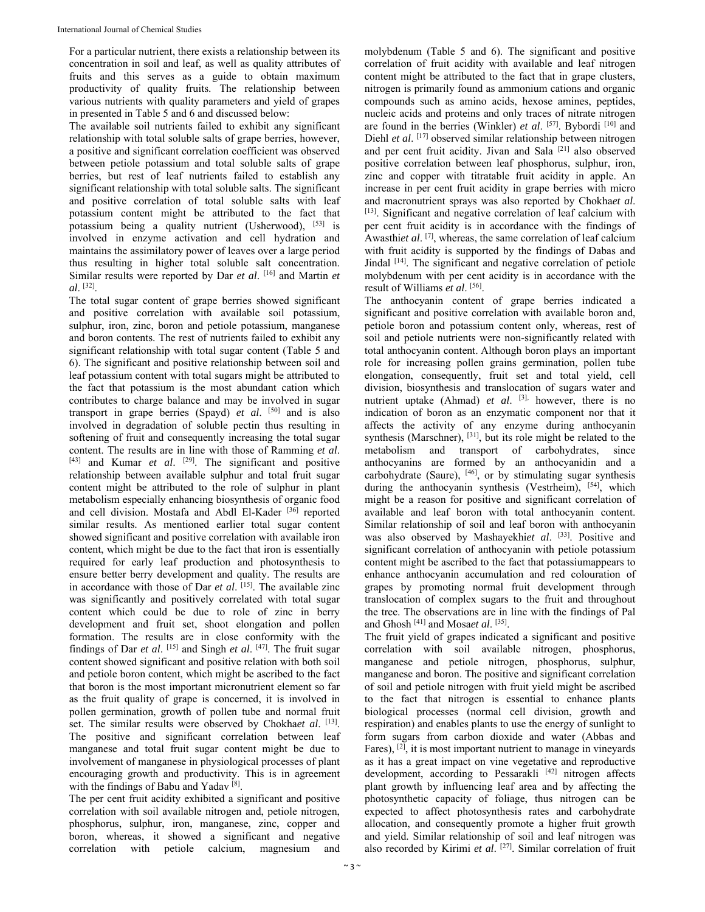For a particular nutrient, there exists a relationship between its concentration in soil and leaf, as well as quality attributes of fruits and this serves as a guide to obtain maximum productivity of quality fruits. The relationship between various nutrients with quality parameters and yield of grapes in presented in Table 5 and 6 and discussed below:

The available soil nutrients failed to exhibit any significant relationship with total soluble salts of grape berries, however, a positive and significant correlation coefficient was observed between petiole potassium and total soluble salts of grape berries, but rest of leaf nutrients failed to establish any significant relationship with total soluble salts. The significant and positive correlation of total soluble salts with leaf potassium content might be attributed to the fact that potassium being a quality nutrient (Usherwood), [53] is involved in enzyme activation and cell hydration and maintains the assimilatory power of leaves over a large period thus resulting in higher total soluble salt concentration. Similar results were reported by Dar *et al*. [16] and Martin *et al*. [32].

The total sugar content of grape berries showed significant and positive correlation with available soil potassium, sulphur, iron, zinc, boron and petiole potassium, manganese and boron contents. The rest of nutrients failed to exhibit any significant relationship with total sugar content (Table 5 and 6). The significant and positive relationship between soil and leaf potassium content with total sugars might be attributed to the fact that potassium is the most abundant cation which contributes to charge balance and may be involved in sugar transport in grape berries (Spayd) *et al*. [50] and is also involved in degradation of soluble pectin thus resulting in softening of fruit and consequently increasing the total sugar content. The results are in line with those of Ramming *et al*. [43] and Kumar *et al*. [29]. The significant and positive relationship between available sulphur and total fruit sugar content might be attributed to the role of sulphur in plant metabolism especially enhancing biosynthesis of organic food and cell division. Mostafa and Abdl El-Kader [36] reported similar results. As mentioned earlier total sugar content showed significant and positive correlation with available iron content, which might be due to the fact that iron is essentially required for early leaf production and photosynthesis to ensure better berry development and quality. The results are in accordance with those of Dar *et al*. [15]. The available zinc was significantly and positively correlated with total sugar content which could be due to role of zinc in berry development and fruit set, shoot elongation and pollen formation. The results are in close conformity with the findings of Dar *et al*. [15] and Singh *et al*. [47]. The fruit sugar content showed significant and positive relation with both soil and petiole boron content, which might be ascribed to the fact that boron is the most important micronutrient element so far as the fruit quality of grape is concerned, it is involved in pollen germination, growth of pollen tube and normal fruit set. The similar results were observed by Chokha*et al*. [13]. The positive and significant correlation between leaf manganese and total fruit sugar content might be due to involvement of manganese in physiological processes of plant encouraging growth and productivity. This is in agreement with the findings of Babu and Yadav [8].

The per cent fruit acidity exhibited a significant and positive correlation with soil available nitrogen and, petiole nitrogen, phosphorus, sulphur, iron, manganese, zinc, copper and boron, whereas, it showed a significant and negative correlation with petiole calcium, magnesium and molybdenum (Table 5 and 6). The significant and positive correlation of fruit acidity with available and leaf nitrogen content might be attributed to the fact that in grape clusters, nitrogen is primarily found as ammonium cations and organic compounds such as amino acids, hexose amines, peptides, nucleic acids and proteins and only traces of nitrate nitrogen are found in the berries (Winkler) *et al*. [57]. Bybordi [10] and Diehl *et al*. [17] observed similar relationship between nitrogen and per cent fruit acidity. Jivan and Sala [21] also observed positive correlation between leaf phosphorus, sulphur, iron, zinc and copper with titratable fruit acidity in apple. An increase in per cent fruit acidity in grape berries with micro and macronutrient sprays was also reported by Chokha*et al*. [13]. Significant and negative correlation of leaf calcium with per cent fruit acidity is in accordance with the findings of Awasthi*et al*. [7], whereas, the same correlation of leaf calcium with fruit acidity is supported by the findings of Dabas and Jindal [14]. The significant and negative correlation of petiole molybdenum with per cent acidity is in accordance with the result of Williams *et al*. [56].

The anthocyanin content of grape berries indicated a significant and positive correlation with available boron and, petiole boron and potassium content only, whereas, rest of soil and petiole nutrients were non-significantly related with total anthocyanin content. Although boron plays an important role for increasing pollen grains germination, pollen tube elongation, consequently, fruit set and total yield, cell division, biosynthesis and translocation of sugars water and nutrient uptake (Ahmad) *et al*. [3], however, there is no indication of boron as an enzymatic component nor that it affects the activity of any enzyme during anthocyanin synthesis (Marschner), [31], but its role might be related to the metabolism and transport of carbohydrates, since anthocyanins are formed by an anthocyanidin and a carbohydrate (Saure), [46], or by stimulating sugar synthesis during the anthocyanin synthesis (Vestrheim), [54], which might be a reason for positive and significant correlation of available and leaf boron with total anthocyanin content. Similar relationship of soil and leaf boron with anthocyanin was also observed by Mashayekhi*et al*. [33]. Positive and significant correlation of anthocyanin with petiole potassium content might be ascribed to the fact that potassiumappears to enhance anthocyanin accumulation and red colouration of grapes by promoting normal fruit development through translocation of complex sugars to the fruit and throughout the tree. The observations are in line with the findings of Pal and Ghosh [41] and Mosa*et al*. [35].

The fruit yield of grapes indicated a significant and positive correlation with soil available nitrogen, phosphorus, manganese and petiole nitrogen, phosphorus, sulphur, manganese and boron. The positive and significant correlation of soil and petiole nitrogen with fruit yield might be ascribed to the fact that nitrogen is essential to enhance plants biological processes (normal cell division, growth and respiration) and enables plants to use the energy of sunlight to form sugars from carbon dioxide and water (Abbas and Fares), [2], it is most important nutrient to manage in vineyards as it has a great impact on vine vegetative and reproductive development, according to Pessarakli [42] nitrogen affects plant growth by influencing leaf area and by affecting the photosynthetic capacity of foliage, thus nitrogen can be expected to affect photosynthesis rates and carbohydrate allocation, and consequently promote a higher fruit growth and yield. Similar relationship of soil and leaf nitrogen was also recorded by Kirimi *et al*. [27]. Similar correlation of fruit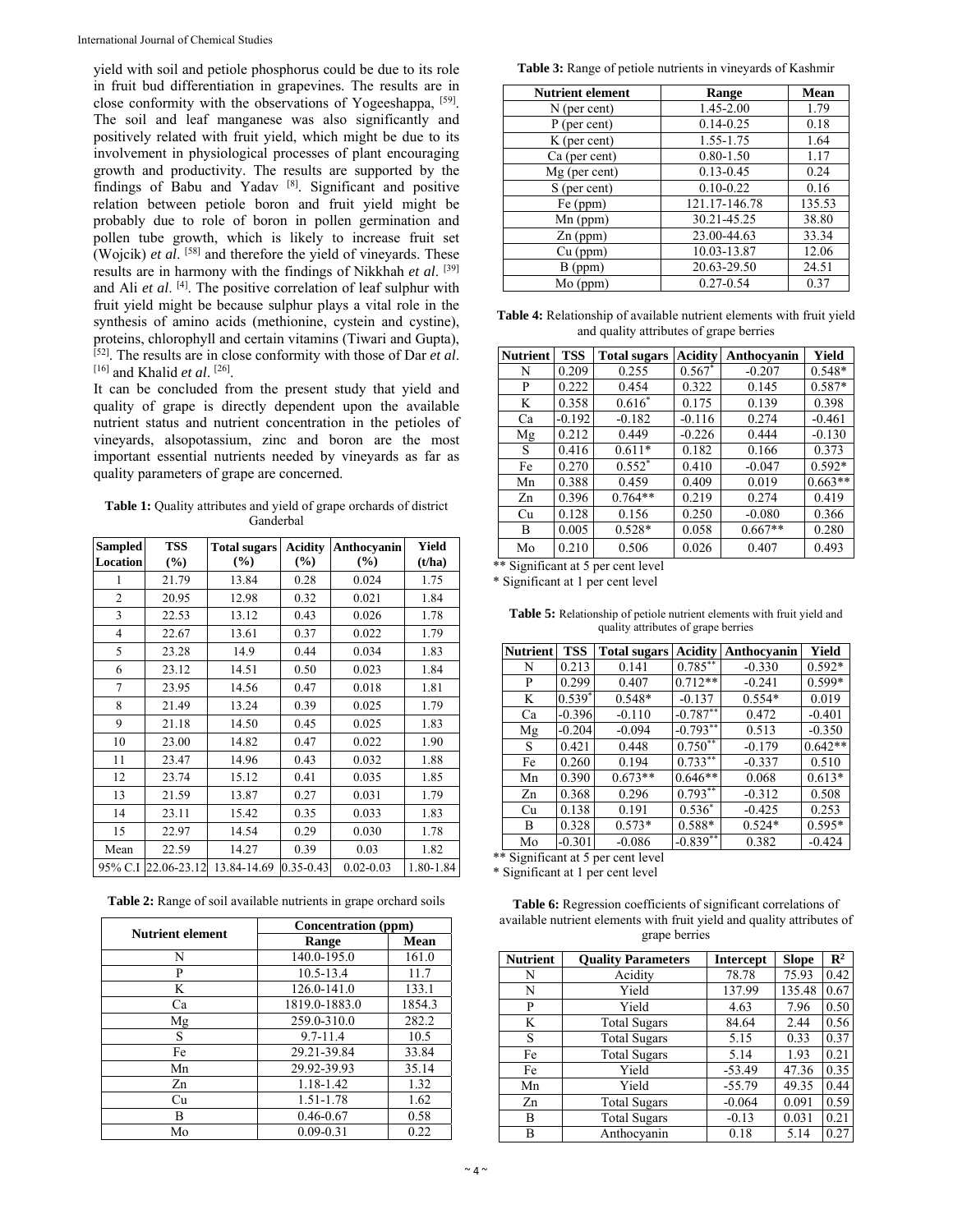yield with soil and petiole phosphorus could be due to its role in fruit bud differentiation in grapevines. The results are in close conformity with the observations of Yogeeshappa, [59]. The soil and leaf manganese was also significantly and positively related with fruit yield, which might be due to its involvement in physiological processes of plant encouraging growth and productivity. The results are supported by the findings of Babu and Yadav [8]. Significant and positive relation between petiole boron and fruit yield might be probably due to role of boron in pollen germination and pollen tube growth, which is likely to increase fruit set (Wojcik) *et al*. [58] and therefore the yield of vineyards. These results are in harmony with the findings of Nikkhah *et al*. [39] and Ali *et al*. [4]. The positive correlation of leaf sulphur with fruit yield might be because sulphur plays a vital role in the synthesis of amino acids (methionine, cystein and cystine), proteins, chlorophyll and certain vitamins (Tiwari and Gupta), [52]. The results are in close conformity with those of Dar *et al*. [16] and Khalid *et al*. [26].

It can be concluded from the present study that yield and quality of grape is directly dependent upon the available nutrient status and nutrient concentration in the petioles of vineyards, alsopotassium, zinc and boron are the most important essential nutrients needed by vineyards as far as quality parameters of grape are concerned.

**Table 1:** Quality attributes and yield of grape orchards of district Ganderbal

| Sampled Location | TSS (%) | Total sugars (%) | Acidity (%) | Anthocyanin (%) | Yield (t/ha) |
|---|---|---|---|---|---|
| 1 | 21.79 | 13.84 | 0.28 | 0.024 | 1.75 |
| 2 | 20.95 | 12.98 | 0.32 | 0.021 | 1.84 |
| 3 | 22.53 | 13.12 | 0.43 | 0.026 | 1.78 |
| 4 | 22.67 | 13.61 | 0.37 | 0.022 | 1.79 |
| 5 | 23.28 | 14.9 | 0.44 | 0.034 | 1.83 |
| 6 | 23.12 | 14.51 | 0.50 | 0.023 | 1.84 |
| 7 | 23.95 | 14.56 | 0.47 | 0.018 | 1.81 |
| 8 | 21.49 | 13.24 | 0.39 | 0.025 | 1.79 |
| 9 | 21.18 | 14.50 | 0.45 | 0.025 | 1.83 |
| 10 | 23.00 | 14.82 | 0.47 | 0.022 | 1.90 |
| 11 | 23.47 | 14.96 | 0.43 | 0.032 | 1.88 |
| 12 | 23.74 | 15.12 | 0.41 | 0.035 | 1.85 |
| 13 | 21.59 | 13.87 | 0.27 | 0.031 | 1.79 |
| 14 | 23.11 | 15.42 | 0.35 | 0.033 | 1.83 |
| 15 | 22.97 | 14.54 | 0.29 | 0.030 | 1.78 |
| Mean | 22.59 | 14.27 | 0.39 | 0.03 | 1.82 |
| 95% C.I | 22.06-23.12 | 13.84-14.69 | 0.35-0.43 | 0.02-0.03 | 1.80-1.84 |

**Table 2:** Range of soil available nutrients in grape orchard soils

| Nutrient element | Concentration (ppm) | |
|---|---|---|
| | Range | Mean |
| N | 140.0-195.0 | 161.0 |
| P | 10.5-13.4 | 11.7 |
| K | 126.0-141.0 | 133.1 |
| Ca | 1819.0-1883.0 | 1854.3 |
| Mg | 259.0-310.0 | 282.2 |
| S | 9.7-11.4 | 10.5 |
| Fe | 29.21-39.84 | 33.84 |
| Mn | 29.92-39.93 | 35.14 |
| Zn | 1.18-1.42 | 1.32 |
| Cu | 1.51-1.78 | 1.62 |
| B | 0.46-0.67 | 0.58 |
| Mo | 0.09-0.31 | 0.22 |

**Table 3:** Range of petiole nutrients in vineyards of Kashmir

| Nutrient element | Range | Mean |
|---|---|---|
| N (per cent) | 1.45-2.00 | 1.79 |
| P (per cent) | 0.14-0.25 | 0.18 |
| K (per cent) | 1.55-1.75 | 1.64 |
| Ca (per cent) | 0.80-1.50 | 1.17 |
| Mg (per cent) | 0.13-0.45 | 0.24 |
| S (per cent) | 0.10-0.22 | 0.16 |
| Fe (ppm) | 121.17-146.78 | 135.53 |
| Mn (ppm) | 30.21-45.25 | 38.80 |
| Zn (ppm) | 23.00-44.63 | 33.34 |
| Cu (ppm) | 10.03-13.87 | 12.06 |
| B (ppm) | 20.63-29.50 | 24.51 |
| Mo (ppm) | 0.27-0.54 | 0.37 |

**Table 4:** Relationship of available nutrient elements with fruit yield and quality attributes of grape berries

| Nutrient | TSS | Total sugars | Acidity | Anthocyanin | Yield |
|---|---|---|---|---|---|
| N | 0.209 | 0.255 | 0.567* | -0.207 | 0.548* |
| P | 0.222 | 0.454 | 0.322 | 0.145 | 0.587* |
| K | 0.358 | 0.616* | 0.175 | 0.139 | 0.398 |
| Ca | -0.192 | -0.182 | -0.116 | 0.274 | -0.461 |
| Mg | 0.212 | 0.449 | -0.226 | 0.444 | -0.130 |
| S | 0.416 | 0.611* | 0.182 | 0.166 | 0.373 |
| Fe | 0.270 | 0.552* | 0.410 | -0.047 | 0.592* |
| Mn | 0.388 | 0.459 | 0.409 | 0.019 | 0.663** |
| Zn | 0.396 | 0.764** | 0.219 | 0.274 | 0.419 |
| Cu | 0.128 | 0.156 | 0.250 | -0.080 | 0.366 |
| B | 0.005 | 0.528* | 0.058 | 0.667** | 0.280 |
| Mo | 0.210 | 0.506 | 0.026 | 0.407 | 0.493 |

** Significant at 5 per cent level

* Significant at 1 per cent level

**Table 5:** Relationship of petiole nutrient elements with fruit yield and quality attributes of grape berries

| Nutrient | TSS | Total sugars | Acidity | Anthocyanin | Yield |
|---|---|---|---|---|---|
| N | 0.213 | 0.141 | 0.785** | -0.330 | 0.592* |
| P | 0.299 | 0.407 | 0.712** | -0.241 | 0.599* |
| K | 0.539* | 0.548* | -0.137 | 0.554* | 0.019 |
| Ca | -0.396 | -0.110 | -0.787** | 0.472 | -0.401 |
| Mg | -0.204 | -0.094 | -0.793** | 0.513 | -0.350 |
| S | 0.421 | 0.448 | 0.750** | -0.179 | 0.642** |
| Fe | 0.260 | 0.194 | 0.733** | -0.337 | 0.510 |
| Mn | 0.390 | 0.673** | 0.646** | 0.068 | 0.613* |
| Zn | 0.368 | 0.296 | 0.793** | -0.312 | 0.508 |
| Cu | 0.138 | 0.191 | 0.536* | -0.425 | 0.253 |
| B | 0.328 | 0.573* | 0.588* | 0.524* | 0.595* |
| Mo | -0.301 | -0.086 | -0.839** | 0.382 | -0.424 |

** Significant at 5 per cent level

* Significant at 1 per cent level

**Table 6:** Regression coefficients of significant correlations of available nutrient elements with fruit yield and quality attributes of grape berries

| Nutrient | Quality Parameters | Intercept | Slope | $R^2$ |
|---|---|---|---|---|
| N | Acidity | 78.78 | 75.93 | 0.42 |
| N | Yield | 137.99 | 135.48 | 0.67 |
| P | Yield | 4.63 | 7.96 | 0.50 |
| K | Total Sugars | 84.64 | 2.44 | 0.56 |
| S | Total Sugars | 5.15 | 0.33 | 0.37 |
| Fe | Total Sugars | 5.14 | 1.93 | 0.21 |
| Fe | Yield | -53.49 | 47.36 | 0.35 |
| Mn | Yield | -55.79 | 49.35 | 0.44 |
| Zn | Total Sugars | -0.064 | 0.091 | 0.59 |
| B | Total Sugars | -0.13 | 0.031 | 0.21 |
| B | Anthocyanin | 0.18 | 5.14 | 0.27 |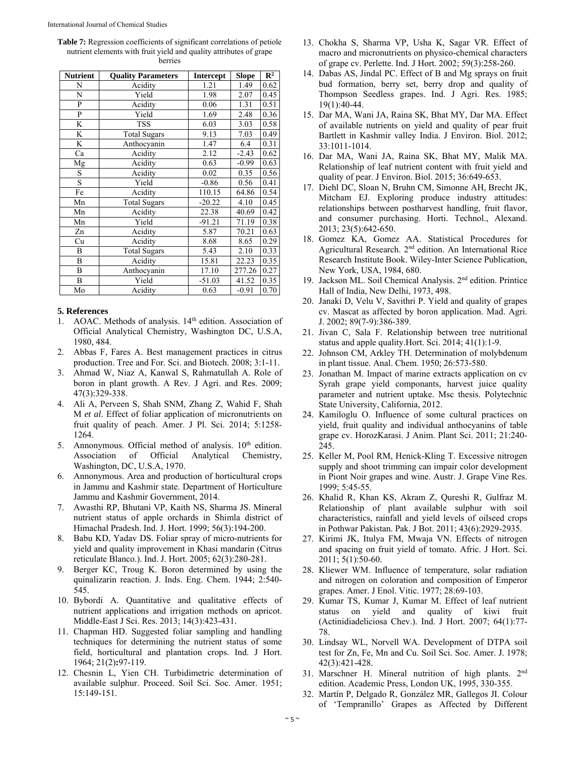**Table 7:** Regression coefficients of significant correlations of petiole nutrient elements with fruit yield and quality attributes of grape berries

| Nutrient | Quality Parameters | Intercept | Slope | $R^2$ |
|---|---|---|---|---|
| N | Acidity | 1.21 | 1.49 | 0.62 |
| N | Yield | 1.98 | 2.07 | 0.45 |
| P | Acidity | 0.06 | 1.31 | 0.51 |
| P | Yield | 1.69 | 2.48 | 0.36 |
| K | TSS | 6.03 | 3.03 | 0.58 |
| K | Total Sugars | 9.13 | 7.03 | 0.49 |
| K | Anthocyanin | 1.47 | 6.4 | 0.31 |
| Ca | Acidity | 2.12 | -2.43 | 0.62 |
| Mg | Acidity | 0.63 | -0.99 | 0.63 |
| S | Acidity | 0.02 | 0.35 | 0.56 |
| S | Yield | -0.86 | 0.56 | 0.41 |
| Fe | Acidity | 110.15 | 64.86 | 0.54 |
| Mn | Total Sugars | -20.22 | 4.10 | 0.45 |
| Mn | Acidity | 22.38 | 40.69 | 0.42 |
| Mn | Yield | -91.21 | 71.19 | 0.38 |
| Zn | Acidity | 5.87 | 70.21 | 0.63 |
| Cu | Acidity | 8.68 | 8.65 | 0.29 |
| B | Total Sugars | 5.43 | 2.10 | 0.33 |
| B | Acidity | 15.81 | 22.23 | 0.35 |
| B | Anthocyanin | 17.10 | 277.26 | 0.27 |
| B | Yield | -51.03 | 41.52 | 0.35 |
| Mo | Acidity | 0.63 | -0.91 | 0.70 |

## 5. References

1. AOAC. Methods of analysis. 14th edition. Association of Official Analytical Chemistry, Washington DC, U.S.A, 1980, 484.
2. Abbas F, Fares A. Best management practices in citrus production. Tree and For. Sci. and Biotech. 2008; 3:1-11.
3. Ahmad W, Niaz A, Kanwal S, Rahmatullah A. Role of boron in plant growth. A Rev. J Agri. and Res. 2009; 47(3):329-338.
4. Ali A, Perveen S, Shah SNM, Zhang Z, Wahid F, Shah M *et al*. Effect of foliar application of micronutrients on fruit quality of peach. Amer. J Pl. Sci. 2014; 5:1258-1264.
5. Annonymous. Official method of analysis. 10th edition. Association of Official Analytical Chemistry, Washington, DC, U.S.A, 1970.
6. Annonymous. Area and production of horticultural crops in Jammu and Kashmir state. Department of Horticulture Jammu and Kashmir Government, 2014.
7. Awasthi RP, Bhutani VP, Kaith NS, Sharma JS. Mineral nutrient status of apple orchards in Shimla district of Himachal Pradesh. Ind. J. Hort. 1999; 56(3):194-200.
8. Babu KD, Yadav DS. Foliar spray of micro-nutrients for yield and quality improvement in Khasi mandarin (Citrus reticulate Blanco.). Ind. J. Hort. 2005; 62(3):280-281.
9. Berger KC, Troug K. Boron determined by using the quinalizarin reaction. J. Inds. Eng. Chem. 1944; 2:540-545.
10. Bybordi A. Quantitative and qualitative effects of nutrient applications and irrigation methods on apricot. Middle-East J Sci. Res. 2013; 14(3):423-431.
11. Chapman HD. Suggested foliar sampling and handling techniques for determining the nutrient status of some field, horticultural and plantation crops. Ind. J Hort. 1964; 21(2):97-119.
12. Chesnin L, Yien CH. Turbidimetric determination of available sulphur. Proceed. Soil Sci. Soc. Amer. 1951; 15:149-151.
13. Chokha S, Sharma VP, Usha K, Sagar VR. Effect of macro and micronutrients on physico-chemical characters of grape cv. Perlette. Ind. J Hort. 2002; 59(3):258-260.
14. Dabas AS, Jindal PC. Effect of B and Mg sprays on fruit bud formation, berry set, berry drop and quality of Thompson Seedless grapes. Ind. J Agri. Res. 1985; 19(1):40-44.
15. Dar MA, Wani JA, Raina SK, Bhat MY, Dar MA. Effect of available nutrients on yield and quality of pear fruit Bartlett in Kashmir valley India. J Environ. Biol. 2012; 33:1011-1014.
16. Dar MA, Wani JA, Raina SK, Bhat MY, Malik MA. Relationship of leaf nutrient content with fruit yield and quality of pear. J Environ. Biol. 2015; 36:649-653.
17. Diehl DC, Sloan N, Bruhn CM, Simonne AH, Brecht JK, Mitcham EJ. Exploring produce industry attitudes: relationships between postharvest handling, fruit flavor, and consumer purchasing. Horti. Technol., Alexand. 2013; 23(5):642-650.
18. Gomez KA, Gomez AA. Statistical Procedures for Agricultural Research. 2nd edition. An International Rice Research Institute Book. Wiley-Inter Science Publication, New York, USA, 1984, 680.
19. Jackson ML. Soil Chemical Analysis. 2nd edition. Printice Hall of India, New Delhi, 1973, 498.
20. Janaki D, Velu V, Savithri P. Yield and quality of grapes cv. Mascat as affected by boron application. Mad. Agri. J. 2002; 89(7-9):386-389.
21. Jivan C, Sala F. Relationship between tree nutritional status and apple quality.Hort. Sci. 2014; 41(1):1-9.
22. Johnson CM, Arkley TH. Determination of molybdenum in plant tissue. Anal. Chem. 1950; 26:573-580.
23. Jonathan M. Impact of marine extracts application on cv Syrah grape yield componants, harvest juice quality parameter and nutrient uptake. Msc thesis. Polytechnic State University, California, 2012.
24. Kamiloglu O. Influence of some cultural practices on yield, fruit quality and individual anthocyanins of table grape cv. HorozKarasi. J Anim. Plant Sci. 2011; 21:240-245.
25. Keller M, Pool RM, Henick-Kling T. Excessive nitrogen supply and shoot trimming can impair color development in Piont Noir grapes and wine. Austr. J. Grape Vine Res. 1999; 5:45-55.
26. Khalid R, Khan KS, Akram Z, Qureshi R, Gulfraz M. Relationship of plant available sulphur with soil characteristics, rainfall and yield levels of oilseed crops in Pothwar Pakistan. Pak. J Bot. 2011; 43(6):2929-2935.
27. Kirimi JK, Itulya FM, Mwaja VN. Effects of nitrogen and spacing on fruit yield of tomato. Afric. J Hort. Sci. 2011; 5(1):50-60.
28. Kliewer WM. Influence of temperature, solar radiation and nitrogen on coloration and composition of Emperor grapes. Amer. J Enol. Vitic. 1977; 28:69-103.
29. Kumar TS, Kumar J, Kumar M. Effect of leaf nutrient status on yield and quality of kiwi fruit (Actinidiadeliciosa Chev.). Ind. J Hort. 2007; 64(1):77-78.
30. Lindsay WL, Norvell WA. Development of DTPA soil test for Zn, Fe, Mn and Cu. Soil Sci. Soc. Amer. J. 1978; 42(3):421-428.
31. Marschner H. Mineral nutrition of high plants. 2nd edition. Academic Press, London UK, 1995, 330-355.
32. Martín P, Delgado R, González MR, Gallegos JI. Colour of 'Tempranillo' Grapes as Affected by Different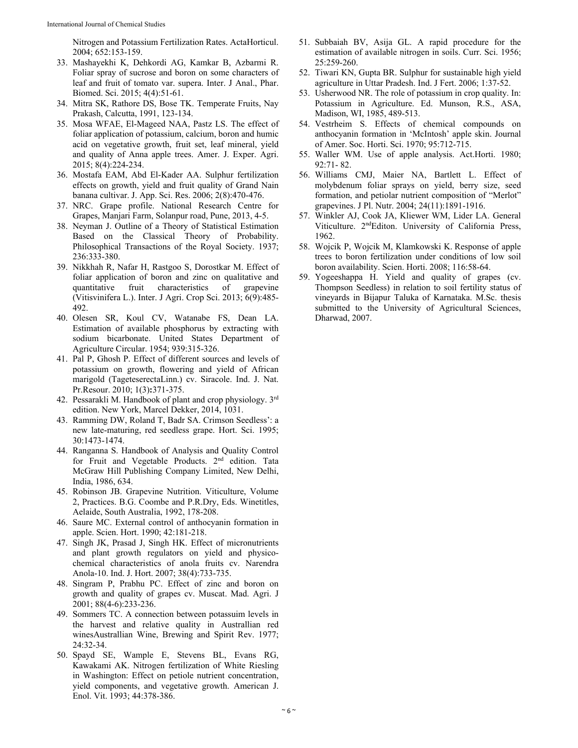Nitrogen and Potassium Fertilization Rates. ActaHorticul. 2004; 652:153-159.

33. Mashayekhi K, Dehkordi AG, Kamkar B, Azbarmi R. Foliar spray of sucrose and boron on some characters of leaf and fruit of tomato var. supera. Inter. J Anal., Phar. Biomed. Sci. 2015; 4(4):51-61.
34. Mitra SK, Rathore DS, Bose TK. Temperate Fruits, Nay Prakash, Calcutta, 1991, 123-134.
35. Mosa WFAE, El-Mageed NAA, Pastz LS. The effect of foliar application of potassium, calcium, boron and humic acid on vegetative growth, fruit set, leaf mineral, yield and quality of Anna apple trees. Amer. J. Exper. Agri. 2015; 8(4):224-234.
36. Mostafa EAM, Abd El-Kader AA. Sulphur fertilization effects on growth, yield and fruit quality of Grand Nain banana cultivar. J. App. Sci. Res. 2006; 2(8):470-476.
37. NRC. Grape profile. National Research Centre for Grapes, Manjari Farm, Solanpur road, Pune, 2013, 4-5.
38. Neyman J. Outline of a Theory of Statistical Estimation Based on the Classical Theory of Probability. Philosophical Transactions of the Royal Society. 1937; 236:333-380.
39. Nikkhah R, Nafar H, Rastgoo S, Dorostkar M. Effect of foliar application of boron and zinc on qualitative and quantitative fruit characteristics of grapevine (Vitisvinifera L.). Inter. J Agri. Crop Sci. 2013; 6(9):485-492.
40. Olesen SR, Koul CV, Watanabe FS, Dean LA. Estimation of available phosphorus by extracting with sodium bicarbonate. United States Department of Agriculture Circular. 1954; 939:315-326.
41. Pal P, Ghosh P. Effect of different sources and levels of potassium on growth, flowering and yield of African marigold (TageteserectaLinn.) cv. Siracole. Ind. J. Nat. Pr.Resour. 2010; 1(3)**:**371-375.
42. Pessarakli M. Handbook of plant and crop physiology. 3rd edition. New York, Marcel Dekker, 2014, 1031.
43. Ramming DW, Roland T, Badr SA. Crimson Seedless': a new late-maturing, red seedless grape. Hort. Sci. 1995; 30:1473-1474.
44. Ranganna S. Handbook of Analysis and Quality Control for Fruit and Vegetable Products. 2nd edition. Tata McGraw Hill Publishing Company Limited, New Delhi, India, 1986, 634.
45. Robinson JB. Grapevine Nutrition. Viticulture, Volume 2, Practices. B.G. Coombe and P.R.Dry, Eds. Winetitles, Aelaide, South Australia, 1992, 178-208.
46. Saure MC. External control of anthocyanin formation in apple. Scien. Hort. 1990; 42:181-218.
47. Singh JK, Prasad J, Singh HK. Effect of micronutrients and plant growth regulators on yield and physico-chemical characteristics of anola fruits cv. Narendra Anola-10. Ind. J. Hort. 2007; 38(4):733-735.
48. Singram P, Prabhu PC. Effect of zinc and boron on growth and quality of grapes cv. Muscat. Mad. Agri. J 2001; 88(4-6):233-236.
49. Sommers TC. A connection between potassuim levels in the harvest and relative quality in Australlian red winesAustrallian Wine, Brewing and Spirit Rev. 1977; 24:32-34.
50. Spayd SE, Wample E, Stevens BL, Evans RG, Kawakami AK. Nitrogen fertilization of White Riesling in Washington: Effect on petiole nutrient concentration, yield components, and vegetative growth. American J. Enol. Vit. 1993; 44:378-386.
51. Subbaiah BV, Asija GL. A rapid procedure for the estimation of available nitrogen in soils. Curr. Sci. 1956; 25:259-260.
52. Tiwari KN, Gupta BR. Sulphur for sustainable high yield agriculture in Uttar Pradesh. Ind. J Fert. 2006; 1:37-52.
53. Usherwood NR. The role of potassium in crop quality. In: Potassium in Agriculture. Ed. Munson, R.S., ASA, Madison, WI, 1985, 489-513.
54. Vestrheim S. Effects of chemical compounds on anthocyanin formation in 'McIntosh' apple skin. Journal of Amer. Soc. Horti. Sci. 1970; 95:712-715.
55. Waller WM. Use of apple analysis. Act.Horti. 1980; 92:71- 82.
56. Williams CMJ, Maier NA, Bartlett L. Effect of molybdenum foliar sprays on yield, berry size, seed formation, and petiolar nutrient composition of "Merlot" grapevines. J Pl. Nutr. 2004; 24(11):1891-1916.
57. Winkler AJ, Cook JA, Kliewer WM, Lider LA. General Viticulture. 2ndEditon. University of California Press, 1962.
58. Wojcik P, Wojcik M, Klamkowski K. Response of apple trees to boron fertilization under conditions of low soil boron availability. Scien. Horti. 2008; 116:58-64.
59. Yogeeshappa H. Yield and quality of grapes (cv. Thompson Seedless) in relation to soil fertility status of vineyards in Bijapur Taluka of Karnataka. M.Sc. thesis submitted to the University of Agricultural Sciences, Dharwad, 2007.